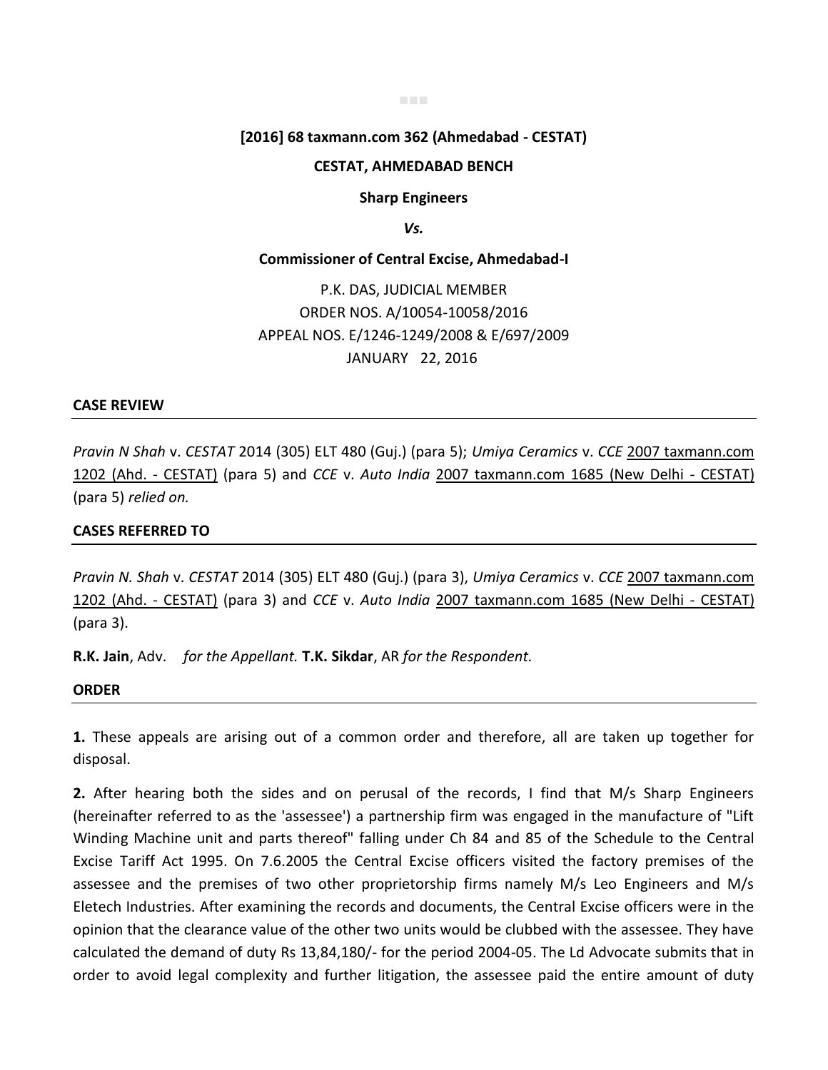**[2016] 68 taxmann.com 362 (Ahmedabad - CESTAT)**

**CESTAT, AHMEDABAD BENCH**

**Sharp Engineers**

***Vs.***

**Commissioner of Central Excise, Ahmedabad-I**

P.K. DAS, JUDICIAL MEMBER

ORDER NOS. A/10054-10058/2016

APPEAL NOS. E/1246-1249/2008 & E/697/2009

JANUARY 22, 2016

## CASE REVIEW

*Pravin N Shah* v. *CESTAT* 2014 (305) ELT 480 (Guj.) (para 5); *Umiya Ceramics* v. *CCE* 2007 taxmann.com 1202 (Ahd. - CESTAT) (para 5) and *CCE* v. *Auto India* 2007 taxmann.com 1685 (New Delhi - CESTAT) (para 5) *relied on.*

## CASES REFERRED TO

*Pravin N. Shah* v. *CESTAT* 2014 (305) ELT 480 (Guj.) (para 3), *Umiya Ceramics* v. *CCE* 2007 taxmann.com 1202 (Ahd. - CESTAT) (para 3) and *CCE* v. *Auto India* 2007 taxmann.com 1685 (New Delhi - CESTAT) (para 3).

**R.K. Jain**, Adv. *for the Appellant.* **T.K. Sikdar**, AR *for the Respondent.*

## ORDER

**1.** These appeals are arising out of a common order and therefore, all are taken up together for disposal.

**2.** After hearing both the sides and on perusal of the records, I find that M/s Sharp Engineers (hereinafter referred to as the 'assessee') a partnership firm was engaged in the manufacture of "Lift Winding Machine unit and parts thereof" falling under Ch 84 and 85 of the Schedule to the Central Excise Tariff Act 1995. On 7.6.2005 the Central Excise officers visited the factory premises of the assessee and the premises of two other proprietorship firms namely M/s Leo Engineers and M/s Eletech Industries. After examining the records and documents, the Central Excise officers were in the opinion that the clearance value of the other two units would be clubbed with the assessee. They have calculated the demand of duty Rs 13,84,180/- for the period 2004-05. The Ld Advocate submits that in order to avoid legal complexity and further litigation, the assessee paid the entire amount of duty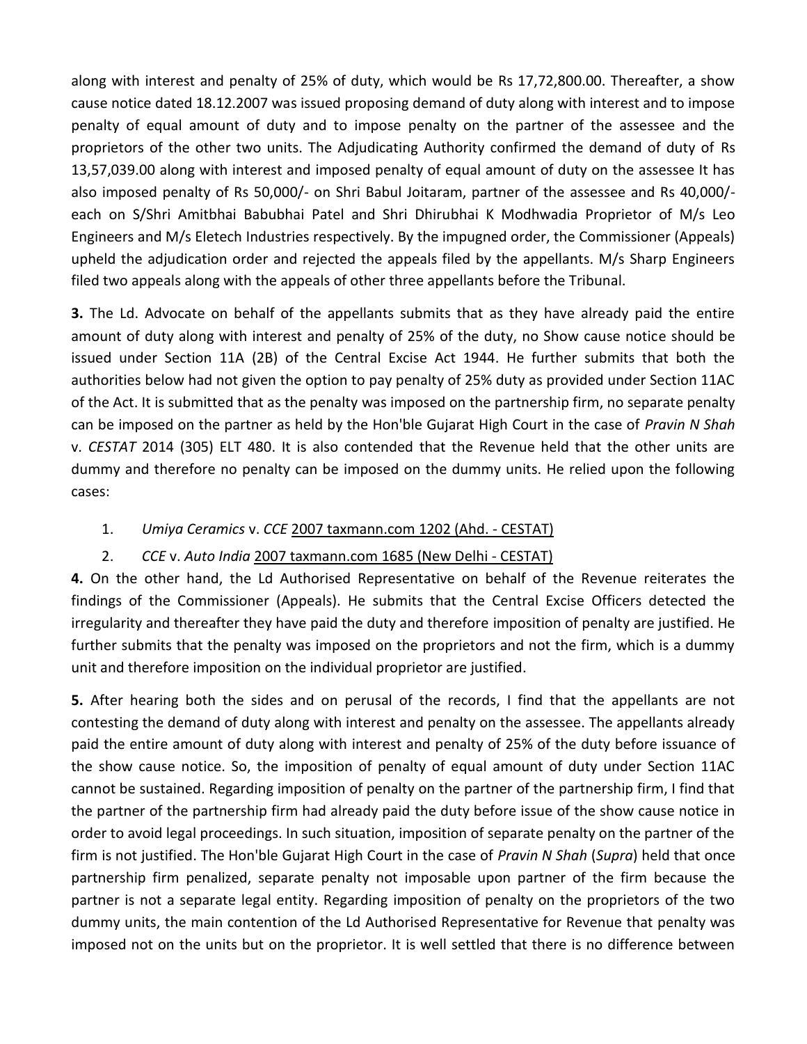along with interest and penalty of 25% of duty, which would be Rs 17,72,800.00. Thereafter, a show cause notice dated 18.12.2007 was issued proposing demand of duty along with interest and to impose penalty of equal amount of duty and to impose penalty on the partner of the assessee and the proprietors of the other two units. The Adjudicating Authority confirmed the demand of duty of Rs 13,57,039.00 along with interest and imposed penalty of equal amount of duty on the assessee It has also imposed penalty of Rs 50,000/- on Shri Babul Joitaram, partner of the assessee and Rs 40,000/- each on S/Shri Amitbhai Babubhai Patel and Shri Dhirubhai K Modhwadia Proprietor of M/s Leo Engineers and M/s Eletech Industries respectively. By the impugned order, the Commissioner (Appeals) upheld the adjudication order and rejected the appeals filed by the appellants. M/s Sharp Engineers filed two appeals along with the appeals of other three appellants before the Tribunal.

**3.** The Ld. Advocate on behalf of the appellants submits that as they have already paid the entire amount of duty along with interest and penalty of 25% of the duty, no Show cause notice should be issued under Section 11A (2B) of the Central Excise Act 1944. He further submits that both the authorities below had not given the option to pay penalty of 25% duty as provided under Section 11AC of the Act. It is submitted that as the penalty was imposed on the partnership firm, no separate penalty can be imposed on the partner as held by the Hon'ble Gujarat High Court in the case of *Pravin N Shah* v. *CESTAT* 2014 (305) ELT 480. It is also contended that the Revenue held that the other units are dummy and therefore no penalty can be imposed on the dummy units. He relied upon the following cases:

1. *Umiya Ceramics* v. *CCE* 2007 taxmann.com 1202 (Ahd. - CESTAT)
2. *CCE* v. *Auto India* 2007 taxmann.com 1685 (New Delhi - CESTAT)

**4.** On the other hand, the Ld Authorised Representative on behalf of the Revenue reiterates the findings of the Commissioner (Appeals). He submits that the Central Excise Officers detected the irregularity and thereafter they have paid the duty and therefore imposition of penalty are justified. He further submits that the penalty was imposed on the proprietors and not the firm, which is a dummy unit and therefore imposition on the individual proprietor are justified.

**5.** After hearing both the sides and on perusal of the records, I find that the appellants are not contesting the demand of duty along with interest and penalty on the assessee. The appellants already paid the entire amount of duty along with interest and penalty of 25% of the duty before issuance of the show cause notice. So, the imposition of penalty of equal amount of duty under Section 11AC cannot be sustained. Regarding imposition of penalty on the partner of the partnership firm, I find that the partner of the partnership firm had already paid the duty before issue of the show cause notice in order to avoid legal proceedings. In such situation, imposition of separate penalty on the partner of the firm is not justified. The Hon'ble Gujarat High Court in the case of *Pravin N Shah* (*Supra*) held that once partnership firm penalized, separate penalty not imposable upon partner of the firm because the partner is not a separate legal entity. Regarding imposition of penalty on the proprietors of the two dummy units, the main contention of the Ld Authorised Representative for Revenue that penalty was imposed not on the units but on the proprietor. It is well settled that there is no difference between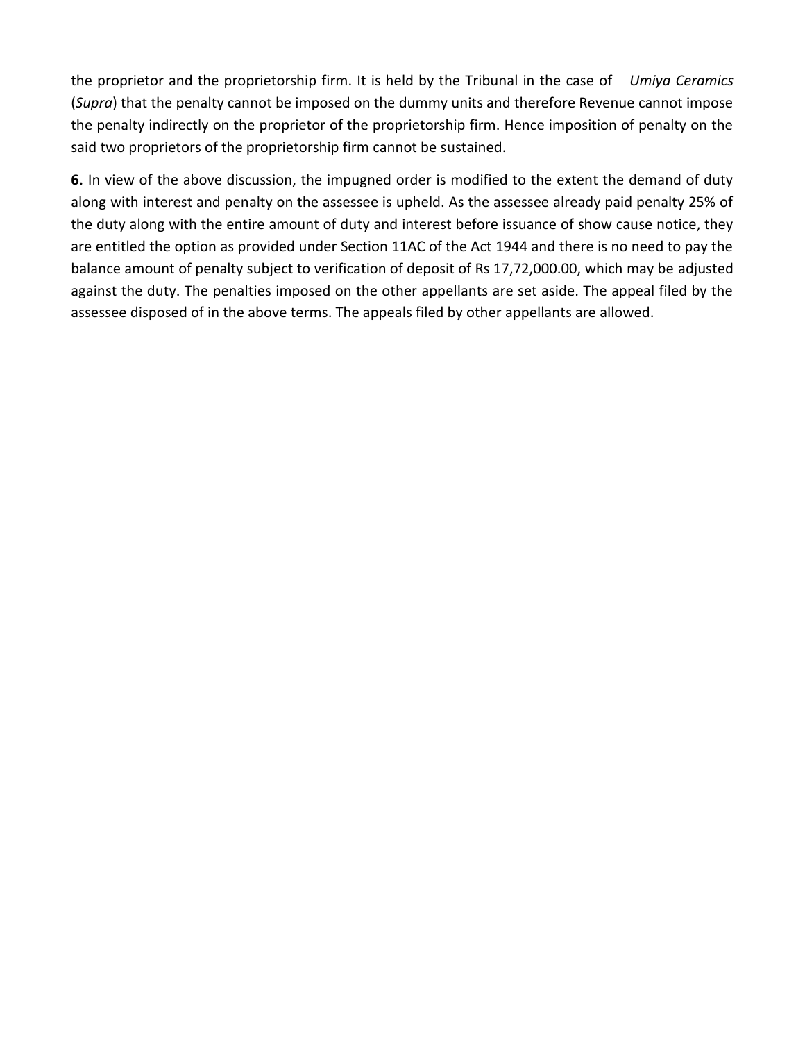the proprietor and the proprietorship firm. It is held by the Tribunal in the case of *Umiya Ceramics* (*Supra*) that the penalty cannot be imposed on the dummy units and therefore Revenue cannot impose the penalty indirectly on the proprietor of the proprietorship firm. Hence imposition of penalty on the said two proprietors of the proprietorship firm cannot be sustained.

**6.** In view of the above discussion, the impugned order is modified to the extent the demand of duty along with interest and penalty on the assessee is upheld. As the assessee already paid penalty 25% of the duty along with the entire amount of duty and interest before issuance of show cause notice, they are entitled the option as provided under Section 11AC of the Act 1944 and there is no need to pay the balance amount of penalty subject to verification of deposit of Rs 17,72,000.00, which may be adjusted against the duty. The penalties imposed on the other appellants are set aside. The appeal filed by the assessee disposed of in the above terms. The appeals filed by other appellants are allowed.